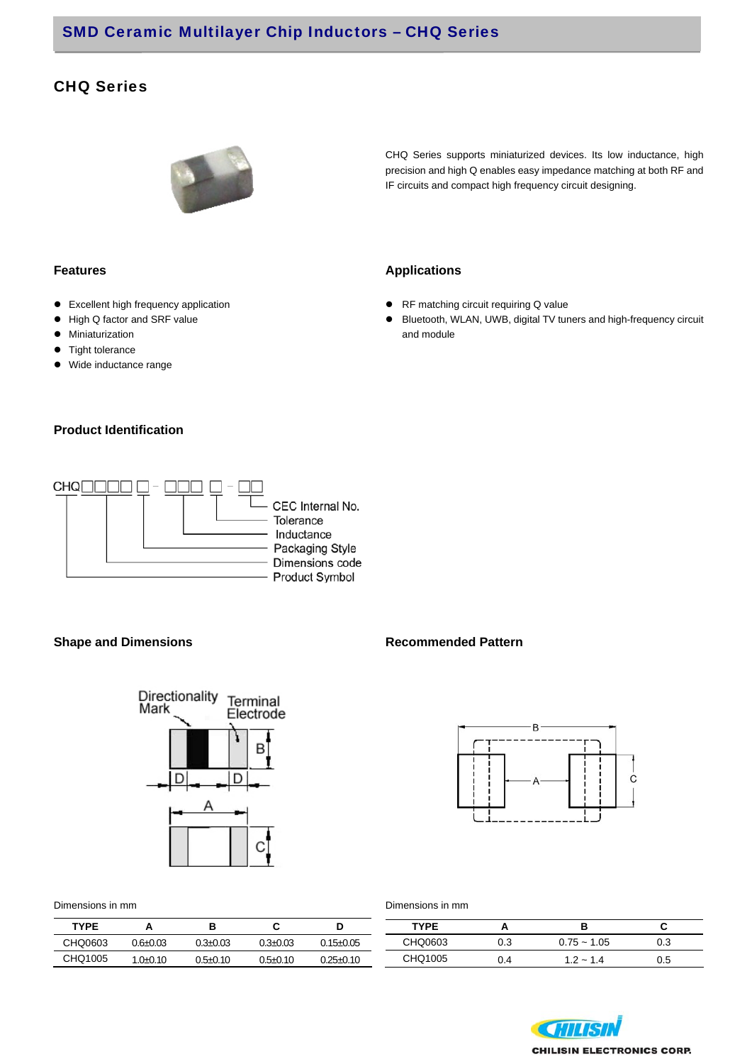# CHQ Series

CHQ Series supports miniaturized devices. Its low inductance, high precision and high Q enables easy impedance matching at both RF and IF circuits and compact high frequency circuit designing.

## Features

- Excellent high frequency application
- High Q factor and SRF value
- Miniaturization
- Tight tolerance
- Wide inductance range

## Applications

- RF matching circuit requiring Q value
- Bluetooth, WLAN, UWB, digital TV tuners and high-frequency circuit and module

## Product Identification

CHQ□□□□ □ - □□□ □ - □□

- CEC Internal No.
- Tolerance
- Inductance
- Packaging Style
- Dimensions code
- Product Symbol

## Shape and Dimensions

Directionality Mark, Terminal Electrode

Dimensions in mm

| TYPE | A | B | C | D |
|---|---|---|---|---|
| CHQ0603 | 0.6±0.03 | 0.3±0.03 | 0.3±0.03 | 0.15±0.05 |
| CHQ1005 | 1.0±0.10 | 0.5±0.10 | 0.5±0.10 | 0.25±0.10 |

## Recommended Pattern

Dimensions in mm

| TYPE | A | B | C |
|---|---|---|---|
| CHQ0603 | 0.3 | 0.75 ~ 1.05 | 0.3 |
| CHQ1005 | 0.4 | 1.2 ~ 1.4 | 0.5 |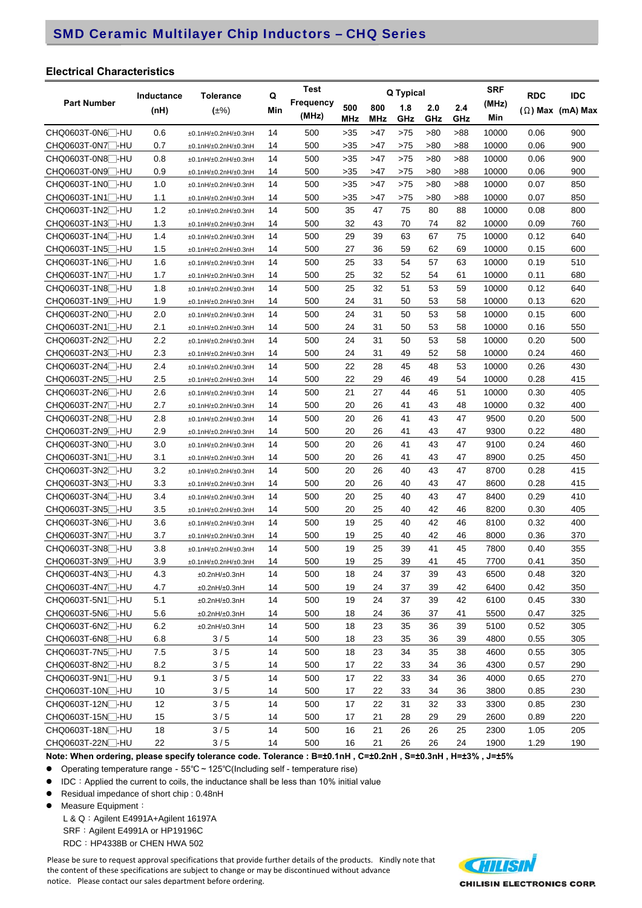## SMD Ceramic Multilayer Chip Inductors – CHQ Series

### Electrical Characteristics

| Part Number | Inductance (nH) | Tolerance (±%) | Q Min | Test Frequency (MHz) | Q Typical | | | | | SRF (MHz) Min | RDC (Ω) Max | IDC (mA) Max |
|---|---|---|---|---|---|---|---|---|---|---|---|---|
| | | | | | 500 MHz | 800 MHz | 1.8 GHz | 2.0 GHz | 2.4 GHz | | | |
| CHQ0603T-0N6□-HU | 0.6 | ±0.1nH/±0.2nH/±0.3nH | 14 | 500 | >35 | >47 | >75 | >80 | >88 | 10000 | 0.06 | 900 |
| CHQ0603T-0N7□-HU | 0.7 | ±0.1nH/±0.2nH/±0.3nH | 14 | 500 | >35 | >47 | >75 | >80 | >88 | 10000 | 0.06 | 900 |
| CHQ0603T-0N8□-HU | 0.8 | ±0.1nH/±0.2nH/±0.3nH | 14 | 500 | >35 | >47 | >75 | >80 | >88 | 10000 | 0.06 | 900 |
| CHQ0603T-0N9□-HU | 0.9 | ±0.1nH/±0.2nH/±0.3nH | 14 | 500 | >35 | >47 | >75 | >80 | >88 | 10000 | 0.06 | 900 |
| CHQ0603T-1N0□-HU | 1.0 | ±0.1nH/±0.2nH/±0.3nH | 14 | 500 | >35 | >47 | >75 | >80 | >88 | 10000 | 0.07 | 850 |
| CHQ0603T-1N1□-HU | 1.1 | ±0.1nH/±0.2nH/±0.3nH | 14 | 500 | >35 | >47 | >75 | >80 | >88 | 10000 | 0.07 | 850 |
| CHQ0603T-1N2□-HU | 1.2 | ±0.1nH/±0.2nH/±0.3nH | 14 | 500 | 35 | 47 | 75 | 80 | 88 | 10000 | 0.08 | 800 |
| CHQ0603T-1N3□-HU | 1.3 | ±0.1nH/±0.2nH/±0.3nH | 14 | 500 | 32 | 43 | 70 | 74 | 82 | 10000 | 0.09 | 760 |
| CHQ0603T-1N4□-HU | 1.4 | ±0.1nH/±0.2nH/±0.3nH | 14 | 500 | 29 | 39 | 63 | 67 | 75 | 10000 | 0.12 | 640 |
| CHQ0603T-1N5□-HU | 1.5 | ±0.1nH/±0.2nH/±0.3nH | 14 | 500 | 27 | 36 | 59 | 62 | 69 | 10000 | 0.15 | 600 |
| CHQ0603T-1N6□-HU | 1.6 | ±0.1nH/±0.2nH/±0.3nH | 14 | 500 | 25 | 33 | 54 | 57 | 63 | 10000 | 0.19 | 510 |
| CHQ0603T-1N7□-HU | 1.7 | ±0.1nH/±0.2nH/±0.3nH | 14 | 500 | 25 | 32 | 52 | 54 | 61 | 10000 | 0.11 | 680 |
| CHQ0603T-1N8□-HU | 1.8 | ±0.1nH/±0.2nH/±0.3nH | 14 | 500 | 25 | 32 | 51 | 53 | 59 | 10000 | 0.12 | 640 |
| CHQ0603T-1N9□-HU | 1.9 | ±0.1nH/±0.2nH/±0.3nH | 14 | 500 | 24 | 31 | 50 | 53 | 58 | 10000 | 0.13 | 620 |
| CHQ0603T-2N0□-HU | 2.0 | ±0.1nH/±0.2nH/±0.3nH | 14 | 500 | 24 | 31 | 50 | 53 | 58 | 10000 | 0.15 | 600 |
| CHQ0603T-2N1□-HU | 2.1 | ±0.1nH/±0.2nH/±0.3nH | 14 | 500 | 24 | 31 | 50 | 53 | 58 | 10000 | 0.16 | 550 |
| CHQ0603T-2N2□-HU | 2.2 | ±0.1nH/±0.2nH/±0.3nH | 14 | 500 | 24 | 31 | 50 | 53 | 58 | 10000 | 0.20 | 500 |
| CHQ0603T-2N3□-HU | 2.3 | ±0.1nH/±0.2nH/±0.3nH | 14 | 500 | 24 | 31 | 49 | 52 | 58 | 10000 | 0.24 | 460 |
| CHQ0603T-2N4□-HU | 2.4 | ±0.1nH/±0.2nH/±0.3nH | 14 | 500 | 22 | 28 | 45 | 48 | 53 | 10000 | 0.26 | 430 |
| CHQ0603T-2N5□-HU | 2.5 | ±0.1nH/±0.2nH/±0.3nH | 14 | 500 | 22 | 29 | 46 | 49 | 54 | 10000 | 0.28 | 415 |
| CHQ0603T-2N6□-HU | 2.6 | ±0.1nH/±0.2nH/±0.3nH | 14 | 500 | 21 | 27 | 44 | 46 | 51 | 10000 | 0.30 | 405 |
| CHQ0603T-2N7□-HU | 2.7 | ±0.1nH/±0.2nH/±0.3nH | 14 | 500 | 20 | 26 | 41 | 43 | 48 | 10000 | 0.32 | 400 |
| CHQ0603T-2N8□-HU | 2.8 | ±0.1nH/±0.2nH/±0.3nH | 14 | 500 | 20 | 26 | 41 | 43 | 47 | 9500 | 0.20 | 500 |
| CHQ0603T-2N9□-HU | 2.9 | ±0.1nH/±0.2nH/±0.3nH | 14 | 500 | 20 | 26 | 41 | 43 | 47 | 9300 | 0.22 | 480 |
| CHQ0603T-3N0□-HU | 3.0 | ±0.1nH/±0.2nH/±0.3nH | 14 | 500 | 20 | 26 | 41 | 43 | 47 | 9100 | 0.24 | 460 |
| CHQ0603T-3N1□-HU | 3.1 | ±0.1nH/±0.2nH/±0.3nH | 14 | 500 | 20 | 26 | 41 | 43 | 47 | 8900 | 0.25 | 450 |
| CHQ0603T-3N2□-HU | 3.2 | ±0.1nH/±0.2nH/±0.3nH | 14 | 500 | 20 | 26 | 40 | 43 | 47 | 8700 | 0.28 | 415 |
| CHQ0603T-3N3□-HU | 3.3 | ±0.1nH/±0.2nH/±0.3nH | 14 | 500 | 20 | 26 | 40 | 43 | 47 | 8600 | 0.28 | 415 |
| CHQ0603T-3N4□-HU | 3.4 | ±0.1nH/±0.2nH/±0.3nH | 14 | 500 | 20 | 25 | 40 | 43 | 47 | 8400 | 0.29 | 410 |
| CHQ0603T-3N5□-HU | 3.5 | ±0.1nH/±0.2nH/±0.3nH | 14 | 500 | 20 | 25 | 40 | 42 | 46 | 8200 | 0.30 | 405 |
| CHQ0603T-3N6□-HU | 3.6 | ±0.1nH/±0.2nH/±0.3nH | 14 | 500 | 19 | 25 | 40 | 42 | 46 | 8100 | 0.32 | 400 |
| CHQ0603T-3N7□-HU | 3.7 | ±0.1nH/±0.2nH/±0.3nH | 14 | 500 | 19 | 25 | 40 | 42 | 46 | 8000 | 0.36 | 370 |
| CHQ0603T-3N8□-HU | 3.8 | ±0.1nH/±0.2nH/±0.3nH | 14 | 500 | 19 | 25 | 39 | 41 | 45 | 7800 | 0.40 | 355 |
| CHQ0603T-3N9□-HU | 3.9 | ±0.1nH/±0.2nH/±0.3nH | 14 | 500 | 19 | 25 | 39 | 41 | 45 | 7700 | 0.41 | 350 |
| CHQ0603T-4N3□-HU | 4.3 | ±0.2nH/±0.3nH | 14 | 500 | 18 | 24 | 37 | 39 | 43 | 6500 | 0.48 | 320 |
| CHQ0603T-4N7□-HU | 4.7 | ±0.2nH/±0.3nH | 14 | 500 | 19 | 24 | 37 | 39 | 42 | 6400 | 0.42 | 350 |
| CHQ0603T-5N1□-HU | 5.1 | ±0.2nH/±0.3nH | 14 | 500 | 19 | 24 | 37 | 39 | 42 | 6100 | 0.45 | 330 |
| CHQ0603T-5N6□-HU | 5.6 | ±0.2nH/±0.3nH | 14 | 500 | 18 | 24 | 36 | 37 | 41 | 5500 | 0.47 | 325 |
| CHQ0603T-6N2□-HU | 6.2 | ±0.2nH/±0.3nH | 14 | 500 | 18 | 23 | 35 | 36 | 39 | 5100 | 0.52 | 305 |
| CHQ0603T-6N8□-HU | 6.8 | 3 / 5 | 14 | 500 | 18 | 23 | 35 | 36 | 39 | 4800 | 0.55 | 305 |
| CHQ0603T-7N5□-HU | 7.5 | 3 / 5 | 14 | 500 | 18 | 23 | 34 | 35 | 38 | 4600 | 0.55 | 305 |
| CHQ0603T-8N2□-HU | 8.2 | 3 / 5 | 14 | 500 | 17 | 22 | 33 | 34 | 36 | 4300 | 0.57 | 290 |
| CHQ0603T-9N1□-HU | 9.1 | 3 / 5 | 14 | 500 | 17 | 22 | 33 | 34 | 36 | 4000 | 0.65 | 270 |
| CHQ0603T-10N□-HU | 10 | 3 / 5 | 14 | 500 | 17 | 22 | 33 | 34 | 36 | 3800 | 0.85 | 230 |
| CHQ0603T-12N□-HU | 12 | 3 / 5 | 14 | 500 | 17 | 22 | 31 | 32 | 33 | 3300 | 0.85 | 230 |
| CHQ0603T-15N□-HU | 15 | 3 / 5 | 14 | 500 | 17 | 21 | 28 | 29 | 29 | 2600 | 0.89 | 220 |
| CHQ0603T-18N□-HU | 18 | 3 / 5 | 14 | 500 | 16 | 21 | 26 | 26 | 25 | 2300 | 1.05 | 205 |
| CHQ0603T-22N□-HU | 22 | 3 / 5 | 14 | 500 | 16 | 21 | 26 | 26 | 24 | 1900 | 1.29 | 190 |

**Note: When ordering, please specify tolerance code. Tolerance : B=±0.1nH , C=±0.2nH , S=±0.3nH , H=±3% , J=±5%**

- Operating temperature range - 55℃ ~ 125℃(Including self - temperature rise)
- IDC：Applied the current to coils, the inductance shall be less than 10% initial value
- Residual impedance of short chip : 0.48nH
- Measure Equipment：

  L & Q：Agilent E4991A+Agilent 16197A
  SRF：Agilent E4991A or HP19196C
  RDC：HP4338B or CHEN HWA 502

Please be sure to request approval specifications that provide further details of the products. Kindly note that the content of these specifications are subject to change or may be discontinued without advance notice. Please contact our sales department before ordering.

CHILISIN ELECTRONICS CORP.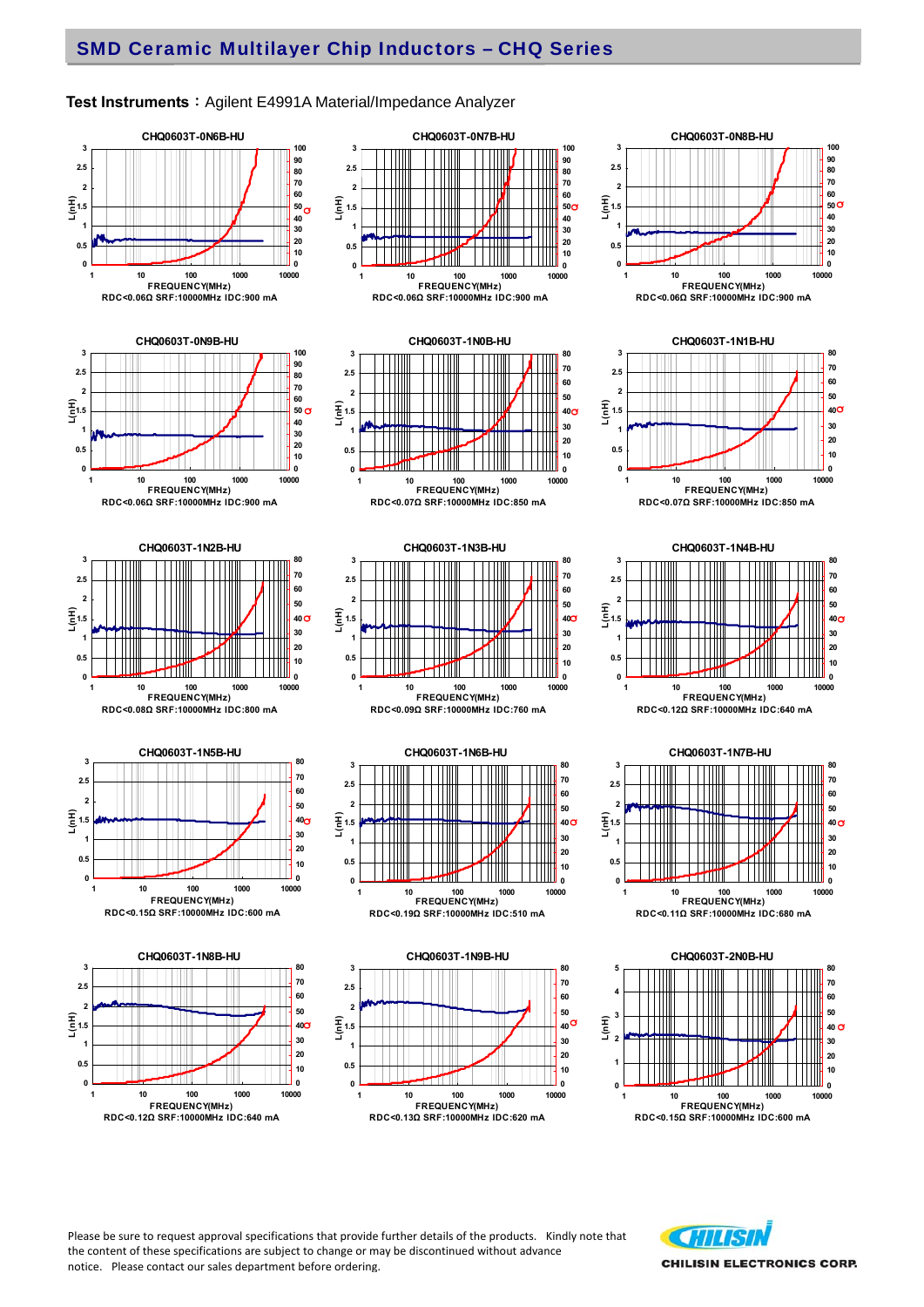## SMD Ceramic Multilayer Chip Inductors – CHQ Series

**Test Instruments**：Agilent E4991A Material/Impedance Analyzer

CHQ0603T-0N6B-HU

RDC<0.06Ω SRF:10000MHz IDC:900 mA

CHQ0603T-0N7B-HU

RDC<0.06Ω SRF:10000MHz IDC:900 mA

CHQ0603T-0N8B-HU

RDC<0.06Ω SRF:10000MHz IDC:900 mA

CHQ0603T-0N9B-HU

RDC<0.06Ω SRF:10000MHz IDC:900 mA

CHQ0603T-1N0B-HU

RDC<0.07Ω SRF:10000MHz IDC:850 mA

CHQ0603T-1N1B-HU

RDC<0.07Ω SRF:10000MHz IDC:850 mA

CHQ0603T-1N2B-HU

RDC<0.08Ω SRF:10000MHz IDC:800 mA

CHQ0603T-1N3B-HU

RDC<0.09Ω SRF:10000MHz IDC:760 mA

CHQ0603T-1N4B-HU

RDC<0.12Ω SRF:10000MHz IDC:640 mA

CHQ0603T-1N5B-HU

RDC<0.15Ω SRF:10000MHz IDC:600 mA

CHQ0603T-1N6B-HU

RDC<0.19Ω SRF:10000MHz IDC:510 mA

CHQ0603T-1N7B-HU

RDC<0.11Ω SRF:10000MHz IDC:680 mA

CHQ0603T-1N8B-HU

RDC<0.12Ω SRF:10000MHz IDC:640 mA

CHQ0603T-1N9B-HU

RDC<0.13Ω SRF:10000MHz IDC:620 mA

CHQ0603T-2N0B-HU

RDC<0.15Ω SRF:10000MHz IDC:600 mA

Please be sure to request approval specifications that provide further details of the products. Kindly note that the content of these specifications are subject to change or may be discontinued without advance notice. Please contact our sales department before ordering.

CHILISIN ELECTRONICS CORP.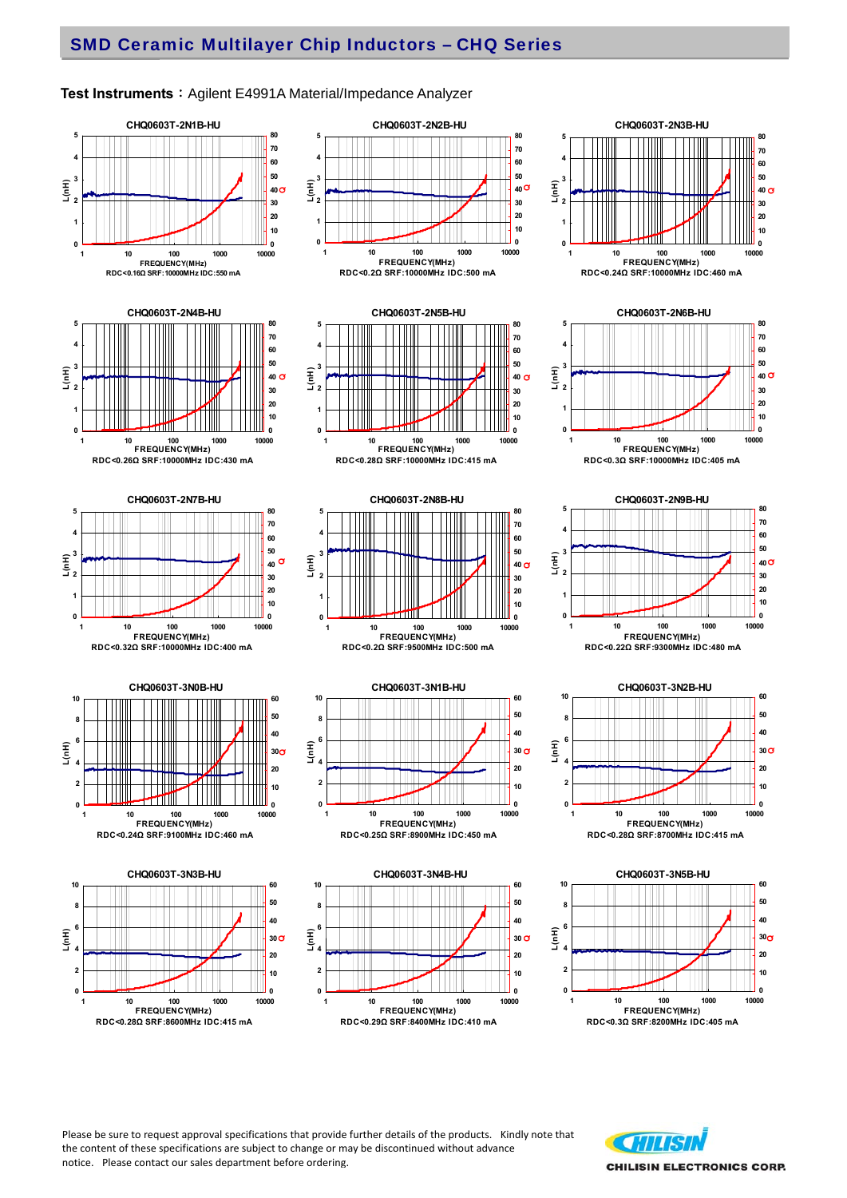## SMD Ceramic Multilayer Chip Inductors – CHQ Series

**Test Instruments**：Agilent E4991A Material/Impedance Analyzer

CHQ0603T-2N1B-HU

RDC<0.16Ω SRF:10000MHz IDC:550 mA

CHQ0603T-2N2B-HU

RDC<0.2Ω SRF:10000MHz IDC:500 mA

CHQ0603T-2N3B-HU

RDC<0.24Ω SRF:10000MHz IDC:460 mA

CHQ0603T-2N4B-HU

RDC<0.26Ω SRF:10000MHz IDC:430 mA

CHQ0603T-2N5B-HU

RDC<0.28Ω SRF:10000MHz IDC:415 mA

CHQ0603T-2N6B-HU

RDC<0.3Ω SRF:10000MHz IDC:405 mA

CHQ0603T-2N7B-HU

RDC<0.32Ω SRF:10000MHz IDC:400 mA

CHQ0603T-2N8B-HU

RDC<0.2Ω SRF:9500MHz IDC:500 mA

CHQ0603T-2N9B-HU

RDC<0.22Ω SRF:9300MHz IDC:480 mA

CHQ0603T-3N0B-HU

RDC<0.24Ω SRF:9100MHz IDC:460 mA

CHQ0603T-3N1B-HU

RDC<0.25Ω SRF:8900MHz IDC:450 mA

CHQ0603T-3N2B-HU

RDC<0.28Ω SRF:8700MHz IDC:415 mA

CHQ0603T-3N3B-HU

RDC<0.28Ω SRF:8600MHz IDC:415 mA

CHQ0603T-3N4B-HU

RDC<0.29Ω SRF:8400MHz IDC:410 mA

CHQ0603T-3N5B-HU

RDC<0.3Ω SRF:8200MHz IDC:405 mA

Please be sure to request approval specifications that provide further details of the products. Kindly note that the content of these specifications are subject to change or may be discontinued without advance notice. Please contact our sales department before ordering.

CHILISIN ELECTRONICS CORP.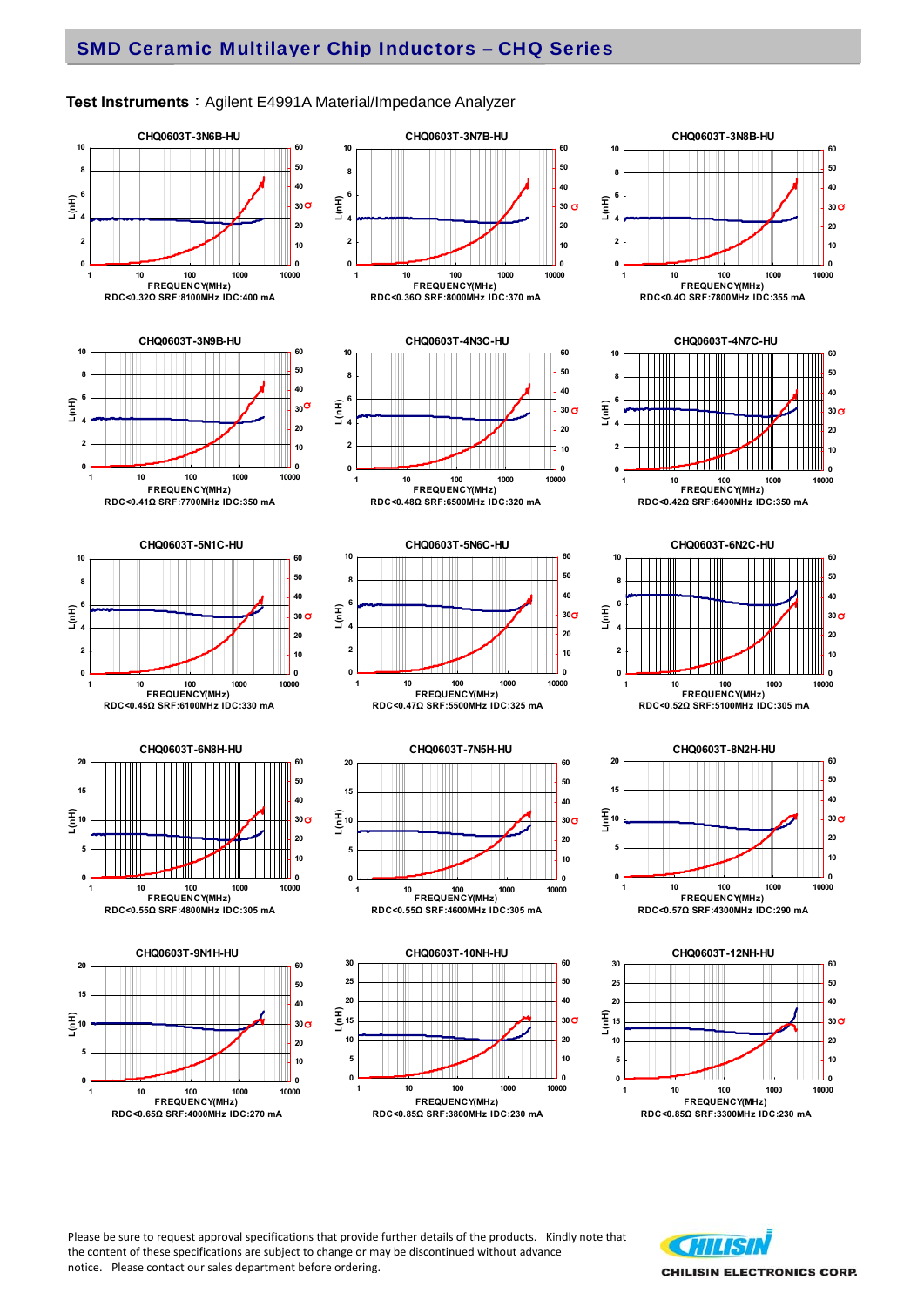## SMD Ceramic Multilayer Chip Inductors – CHQ Series

**Test Instruments**：Agilent E4991A Material/Impedance Analyzer

CHQ0603T-3N6B-HU

RDC<0.32Ω SRF:8100MHz IDC:400 mA

CHQ0603T-3N7B-HU

RDC<0.36Ω SRF:8000MHz IDC:370 mA

CHQ0603T-3N8B-HU

RDC<0.4Ω SRF:7800MHz IDC:355 mA

CHQ0603T-3N9B-HU

RDC<0.41Ω SRF:7700MHz IDC:350 mA

CHQ0603T-4N3C-HU

RDC<0.48Ω SRF:6500MHz IDC:320 mA

CHQ0603T-4N7C-HU

RDC<0.42Ω SRF:6400MHz IDC:350 mA

CHQ0603T-5N1C-HU

RDC<0.45Ω SRF:6100MHz IDC:330 mA

CHQ0603T-5N6C-HU

RDC<0.47Ω SRF:5500MHz IDC:325 mA

CHQ0603T-6N2C-HU

RDC<0.52Ω SRF:5100MHz IDC:305 mA

CHQ0603T-6N8H-HU

RDC<0.55Ω SRF:4800MHz IDC:305 mA

CHQ0603T-7N5H-HU

RDC<0.55Ω SRF:4600MHz IDC:305 mA

CHQ0603T-8N2H-HU

RDC<0.57Ω SRF:4300MHz IDC:290 mA

CHQ0603T-9N1H-HU

RDC<0.65Ω SRF:4000MHz IDC:270 mA

CHQ0603T-10NH-HU

RDC<0.85Ω SRF:3800MHz IDC:230 mA

CHQ0603T-12NH-HU

RDC<0.85Ω SRF:3300MHz IDC:230 mA

Please be sure to request approval specifications that provide further details of the products. Kindly note that the content of these specifications are subject to change or may be discontinued without advance notice. Please contact our sales department before ordering.

CHILISIN ELECTRONICS CORP.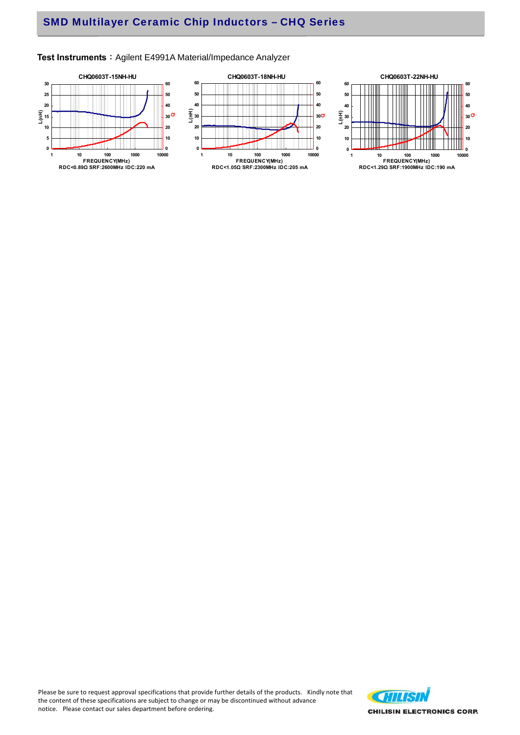**Test Instruments**：Agilent E4991A Material/Impedance Analyzer

CHQ0603T-15NH-HU

RDC<0.89Ω SRF:2600MHz IDC:220 mA

CHQ0603T-18NH-HU

RDC<1.05Ω SRF:2300MHz IDC:205 mA

CHQ0603T-22NH-HU

RDC<1.29Ω SRF:1900MHz IDC:190 mA

Please be sure to request approval specifications that provide further details of the products. Kindly note that the content of these specifications are subject to change or may be discontinued without advance notice. Please contact our sales department before ordering.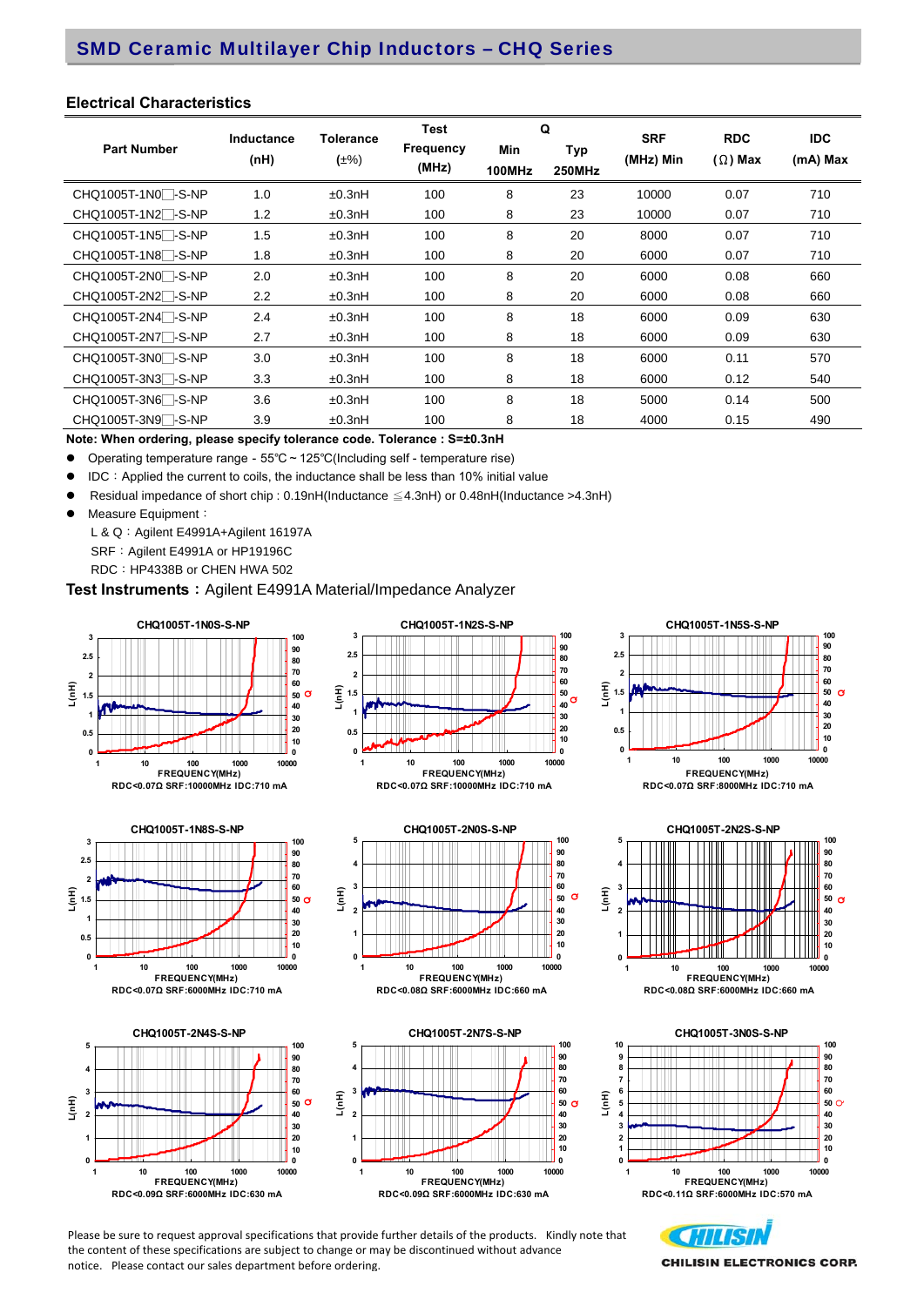## SMD Ceramic Multilayer Chip Inductors – CHQ Series

### Electrical Characteristics

| Part Number | Inductance (nH) | Tolerance (±%) | Test Frequency (MHz) | Q Min 100MHz | Q Typ 250MHz | SRF (MHz) Min | RDC (Ω) Max | IDC (mA) Max |
|---|---|---|---|---|---|---|---|---|
| CHQ1005T-1N0□-S-NP | 1.0 | ±0.3nH | 100 | 8 | 23 | 10000 | 0.07 | 710 |
| CHQ1005T-1N2□-S-NP | 1.2 | ±0.3nH | 100 | 8 | 23 | 10000 | 0.07 | 710 |
| CHQ1005T-1N5□-S-NP | 1.5 | ±0.3nH | 100 | 8 | 20 | 8000 | 0.07 | 710 |
| CHQ1005T-1N8□-S-NP | 1.8 | ±0.3nH | 100 | 8 | 20 | 6000 | 0.07 | 710 |
| CHQ1005T-2N0□-S-NP | 2.0 | ±0.3nH | 100 | 8 | 20 | 6000 | 0.08 | 660 |
| CHQ1005T-2N2□-S-NP | 2.2 | ±0.3nH | 100 | 8 | 20 | 6000 | 0.08 | 660 |
| CHQ1005T-2N4□-S-NP | 2.4 | ±0.3nH | 100 | 8 | 18 | 6000 | 0.09 | 630 |
| CHQ1005T-2N7□-S-NP | 2.7 | ±0.3nH | 100 | 8 | 18 | 6000 | 0.09 | 630 |
| CHQ1005T-3N0□-S-NP | 3.0 | ±0.3nH | 100 | 8 | 18 | 6000 | 0.11 | 570 |
| CHQ1005T-3N3□-S-NP | 3.3 | ±0.3nH | 100 | 8 | 18 | 6000 | 0.12 | 540 |
| CHQ1005T-3N6□-S-NP | 3.6 | ±0.3nH | 100 | 8 | 18 | 5000 | 0.14 | 500 |
| CHQ1005T-3N9□-S-NP | 3.9 | ±0.3nH | 100 | 8 | 18 | 4000 | 0.15 | 490 |

**Note: When ordering, please specify tolerance code. Tolerance : S=±0.3nH**

- Operating temperature range - 55℃ ~ 125℃(Including self - temperature rise)
- IDC：Applied the current to coils, the inductance shall be less than 10% initial value
- Residual impedance of short chip : 0.19nH(Inductance ≦4.3nH) or 0.48nH(Inductance >4.3nH)
- Measure Equipment：

  L & Q：Agilent E4991A+Agilent 16197A

  SRF：Agilent E4991A or HP19196C

  RDC：HP4338B or CHEN HWA 502

**Test Instruments：** Agilent E4991A Material/Impedance Analyzer

CHQ1005T-1N0S-S-NP — RDC<0.07Ω SRF:10000MHz IDC:710 mA

CHQ1005T-1N2S-S-NP — RDC<0.07Ω SRF:10000MHz IDC:710 mA

CHQ1005T-1N5S-S-NP — RDC<0.07Ω SRF:8000MHz IDC:710 mA

CHQ1005T-1N8S-S-NP — RDC<0.07Ω SRF:6000MHz IDC:710 mA

CHQ1005T-2N0S-S-NP — RDC<0.08Ω SRF:6000MHz IDC:660 mA

CHQ1005T-2N2S-S-NP — RDC<0.08Ω SRF:6000MHz IDC:660 mA

CHQ1005T-2N4S-S-NP — RDC<0.09Ω SRF:6000MHz IDC:630 mA

CHQ1005T-2N7S-S-NP — RDC<0.09Ω SRF:6000MHz IDC:630 mA

CHQ1005T-3N0S-S-NP — RDC<0.11Ω SRF:6000MHz IDC:570 mA

Please be sure to request approval specifications that provide further details of the products. Kindly note that the content of these specifications are subject to change or may be discontinued without advance notice. Please contact our sales department before ordering.

CHILISIN ELECTRONICS CORP.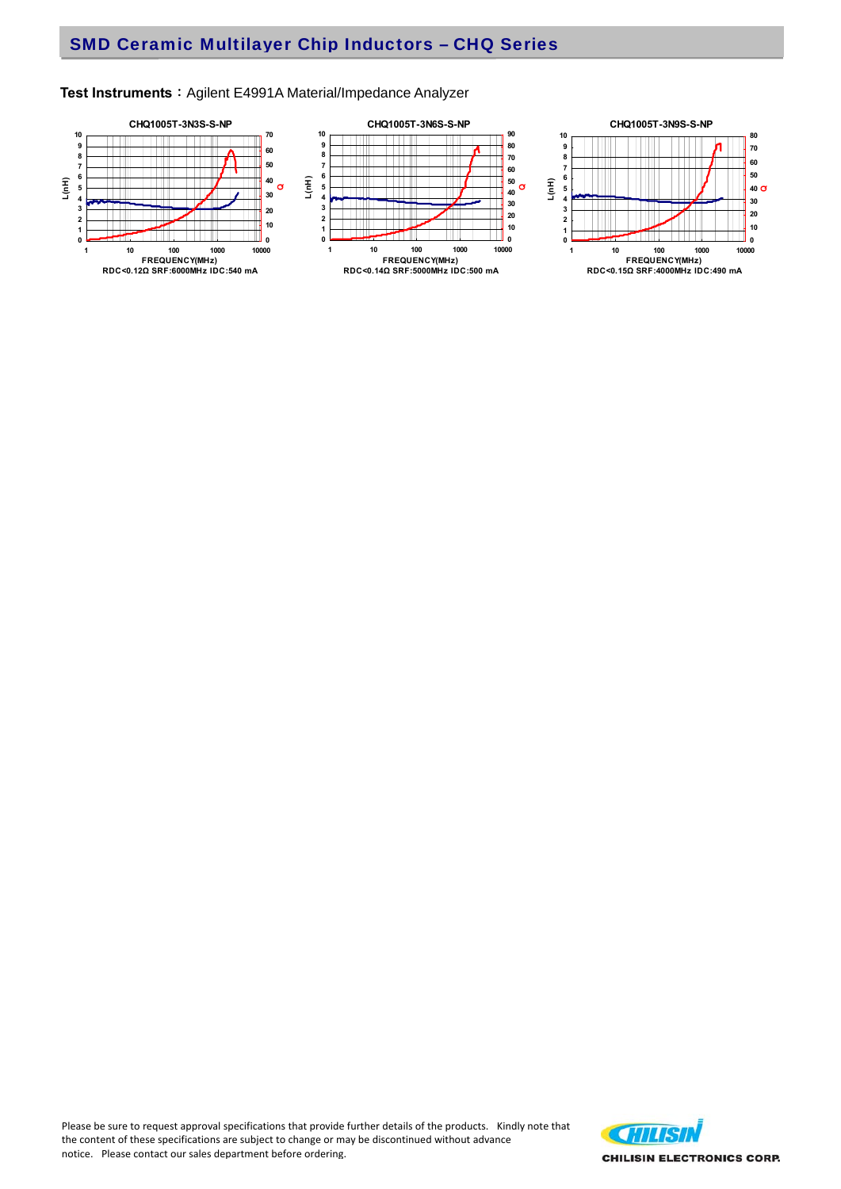## SMD Ceramic Multilayer Chip Inductors – CHQ Series

**Test Instruments：**Agilent E4991A Material/Impedance Analyzer

**CHQ1005T-3N3S-S-NP**

FREQUENCY(MHz)
RDC<0.12Ω SRF:6000MHz IDC:540 mA

**CHQ1005T-3N6S-S-NP**

FREQUENCY(MHz)
RDC<0.14Ω SRF:5000MHz IDC:500 mA

**CHQ1005T-3N9S-S-NP**

FREQUENCY(MHz)
RDC<0.15Ω SRF:4000MHz IDC:490 mA

Please be sure to request approval specifications that provide further details of the products. Kindly note that the content of these specifications are subject to change or may be discontinued without advance notice. Please contact our sales department before ordering.

CHILISIN ELECTRONICS CORP.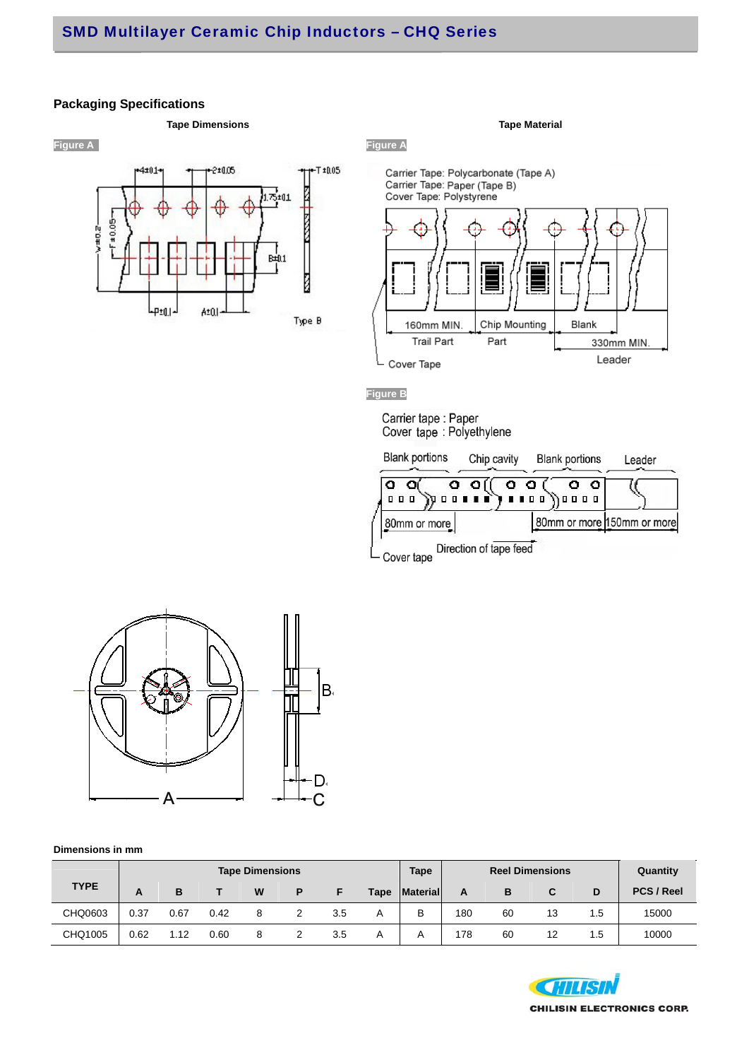## SMD Multilayer Ceramic Chip Inductors – CHQ Series

### Packaging Specifications

**Tape Dimensions**

Figure A

4±0.1
2±0.05
T±0.05
1.75±0.1
W±0.2
F±0.05
B±0.1
P±0.1
A±0.1
Type B

**Tape Material**

Figure A

Carrier Tape: Polycarbonate (Tape A)
Carrier Tape: Paper (Tape B)
Cover Tape: Polystyrene

160mm MIN.
Trail Part
Chip Mounting Part
Blank
330mm MIN.
Leader
Cover Tape

Figure B

Carrier tape : Paper
Cover tape : Polyethylene

Blank portions
Chip cavity
Blank portions
Leader
80mm or more
80mm or more
150mm or more
Direction of tape feed
Cover tape

A
B
C
D

**Dimensions in mm**

| TYPE | Tape Dimensions | | | | | | | Tape | Reel Dimensions | | | | Quantity |
|---|---|---|---|---|---|---|---|---|---|---|---|---|---|
| | A | B | T | W | P | F | Tape | Material | A | B | C | D | PCS / Reel |
| CHQ0603 | 0.37 | 0.67 | 0.42 | 8 | 2 | 3.5 | A | B | 180 | 60 | 13 | 1.5 | 15000 |
| CHQ1005 | 0.62 | 1.12 | 0.60 | 8 | 2 | 3.5 | A | A | 178 | 60 | 12 | 1.5 | 10000 |

CHILISIN ELECTRONICS CORP.